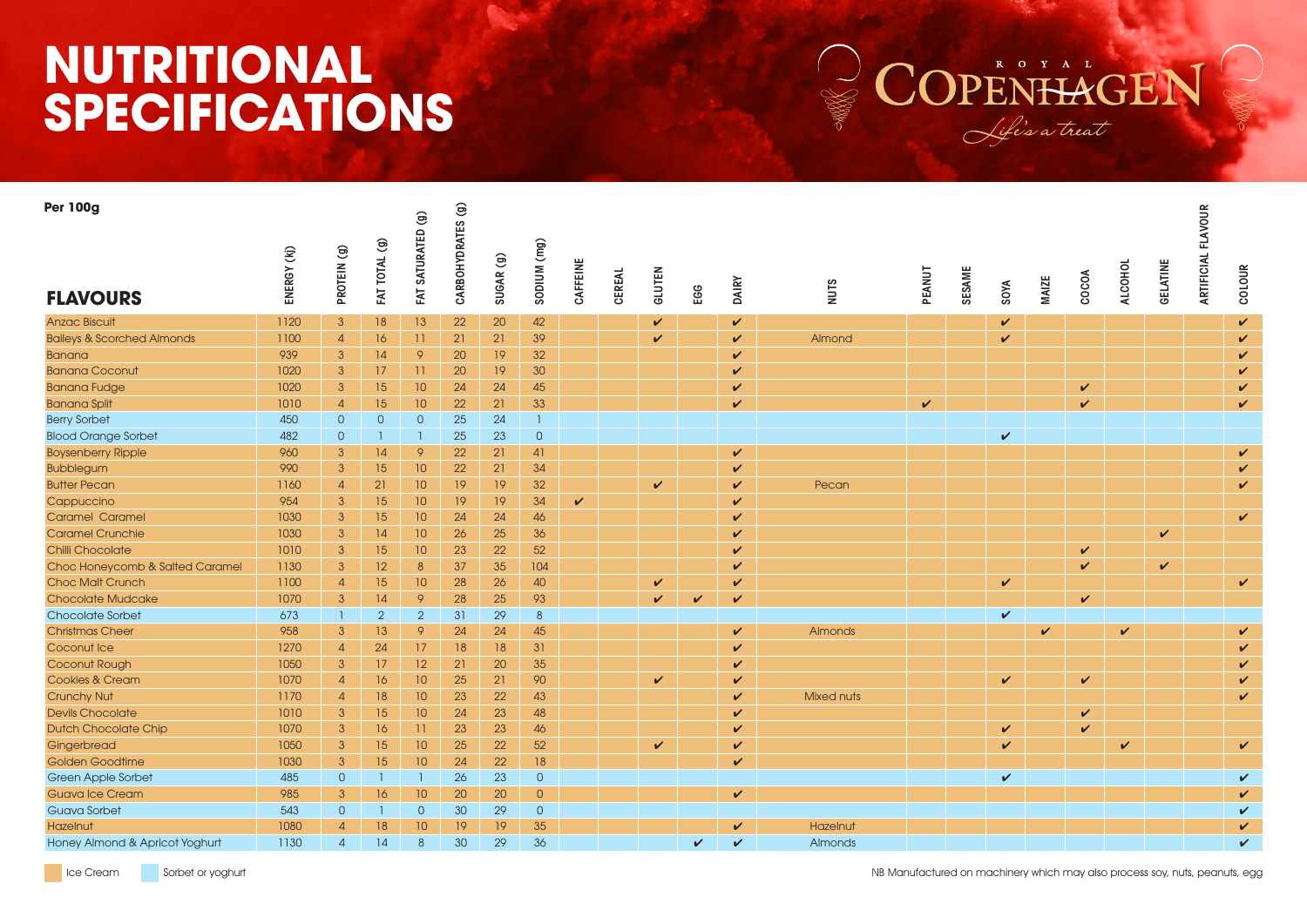# NUTRITIONAL SPECIFICATIONS

ROYAL COPENHAGEN
*Life's a treat*

**Per 100g**

| FLAVOURS | ENERGY (kj) | PROTEIN (g) | FAT TOTAL (g) | FAT SATURATED (g) | CARBOHYDRATES (g) | SUGAR (g) | SODIUM (mg) | CAFFEINE | CEREAL | GLUTEN | EGG | DAIRY | NUTS | PEANUT | SESAME | SOYA | MAIZE | COCOA | ALCOHOL | GELATINE | ARTIFICIAL FLAVOUR | COLOUR |
|---|---|---|---|---|---|---|---|---|---|---|---|---|---|---|---|---|---|---|---|---|---|---|
| Anzac Biscuit | 1120 | 3 | 18 | 13 | 22 | 20 | 42 | | | ✔ | | ✔ | | | | ✔ | | | | | | ✔ |
| Baileys & Scorched Almonds | 1100 | 4 | 16 | 11 | 21 | 21 | 39 | | | ✔ | | ✔ | Almond | | | ✔ | | | | | | ✔ |
| Banana | 939 | 3 | 14 | 9 | 20 | 19 | 32 | | | | | ✔ | | | | | | | | | | ✔ |
| Banana Coconut | 1020 | 3 | 17 | 11 | 20 | 19 | 30 | | | | | ✔ | | | | | | | | | | ✔ |
| Banana Fudge | 1020 | 3 | 15 | 10 | 24 | 24 | 45 | | | | | ✔ | | | | | | ✔ | | | | ✔ |
| Banana Split | 1010 | 4 | 15 | 10 | 22 | 21 | 33 | | | | | ✔ | | ✔ | | | | ✔ | | | | ✔ |
| Berry Sorbet | 450 | 0 | 0 | 0 | 25 | 24 | 1 | | | | | | | | | | | | | | | |
| Blood Orange Sorbet | 482 | 0 | 1 | 1 | 25 | 23 | 0 | | | | | | | | | ✔ | | | | | | |
| Boysenberry Ripple | 960 | 3 | 14 | 9 | 22 | 21 | 41 | | | | | ✔ | | | | | | | | | | ✔ |
| Bubblegum | 990 | 3 | 15 | 10 | 22 | 21 | 34 | | | | | ✔ | | | | | | | | | | ✔ |
| Butter Pecan | 1160 | 4 | 21 | 10 | 19 | 19 | 32 | | | ✔ | | ✔ | Pecan | | | | | | | | | ✔ |
| Cappuccino | 954 | 3 | 15 | 10 | 19 | 19 | 34 | ✔ | | | | ✔ | | | | | | | | | | |
| Caramel Caramel | 1030 | 3 | 15 | 10 | 24 | 24 | 46 | | | | | ✔ | | | | | | | | | | ✔ |
| Caramel Crunchie | 1030 | 3 | 14 | 10 | 26 | 25 | 36 | | | | | ✔ | | | | | | | | ✔ | | |
| Chilli Chocolate | 1010 | 3 | 15 | 10 | 23 | 22 | 52 | | | | | ✔ | | | | | | ✔ | | | | |
| Choc Honeycomb & Salted Caramel | 1130 | 3 | 12 | 8 | 37 | 35 | 104 | | | | | ✔ | | | | | | ✔ | | ✔ | | |
| Choc Malt Crunch | 1100 | 4 | 15 | 10 | 28 | 26 | 40 | | | ✔ | | ✔ | | | | ✔ | | | | | | ✔ |
| Chocolate Mudcake | 1070 | 3 | 14 | 9 | 28 | 25 | 93 | | | ✔ | ✔ | ✔ | | | | | | ✔ | | | | |
| Chocolate Sorbet | 673 | 1 | 2 | 2 | 31 | 29 | 8 | | | | | | | | | ✔ | | | | | | |
| Christmas Cheer | 958 | 3 | 13 | 9 | 24 | 24 | 45 | | | | | ✔ | Almonds | | | | ✔ | | ✔ | | | ✔ |
| Coconut Ice | 1270 | 4 | 24 | 17 | 18 | 18 | 31 | | | | | ✔ | | | | | | | | | | ✔ |
| Coconut Rough | 1050 | 3 | 17 | 12 | 21 | 20 | 35 | | | | | ✔ | | | | | | | | | | ✔ |
| Cookies & Cream | 1070 | 4 | 16 | 10 | 25 | 21 | 90 | | | ✔ | | ✔ | | | | ✔ | | ✔ | | | | ✔ |
| Crunchy Nut | 1170 | 4 | 18 | 10 | 23 | 22 | 43 | | | | | ✔ | Mixed nuts | | | | | | | | | ✔ |
| Devils Chocolate | 1010 | 3 | 15 | 10 | 24 | 23 | 48 | | | | | ✔ | | | | | | ✔ | | | | |
| Dutch Chocolate Chip | 1070 | 3 | 16 | 11 | 23 | 23 | 46 | | | | | ✔ | | | | ✔ | | ✔ | | | | |
| Gingerbread | 1050 | 3 | 15 | 10 | 25 | 22 | 52 | | | ✔ | | ✔ | | | | ✔ | | | ✔ | | | ✔ |
| Golden Goodtime | 1030 | 3 | 15 | 10 | 24 | 22 | 18 | | | | | ✔ | | | | | | | | | | |
| Green Apple Sorbet | 485 | 0 | 1 | 1 | 26 | 23 | 0 | | | | | | | | | ✔ | | | | | | ✔ |
| Guava Ice Cream | 985 | 3 | 16 | 10 | 20 | 20 | 0 | | | | | ✔ | | | | | | | | | | ✔ |
| Guava Sorbet | 543 | 0 | 1 | 0 | 30 | 29 | 0 | | | | | | | | | | | | | | | ✔ |
| Hazelnut | 1080 | 4 | 18 | 10 | 19 | 19 | 35 | | | | | ✔ | Hazelnut | | | | | | | | | ✔ |
| Honey Almond & Apricot Yoghurt | 1130 | 4 | 14 | 8 | 30 | 29 | 36 | | | | ✔ | ✔ | Almonds | | | | | | | | | ✔ |

Ice Cream | Sorbet or yoghurt

NB Manufactured on machinery which may also process soy, nuts, peanuts, egg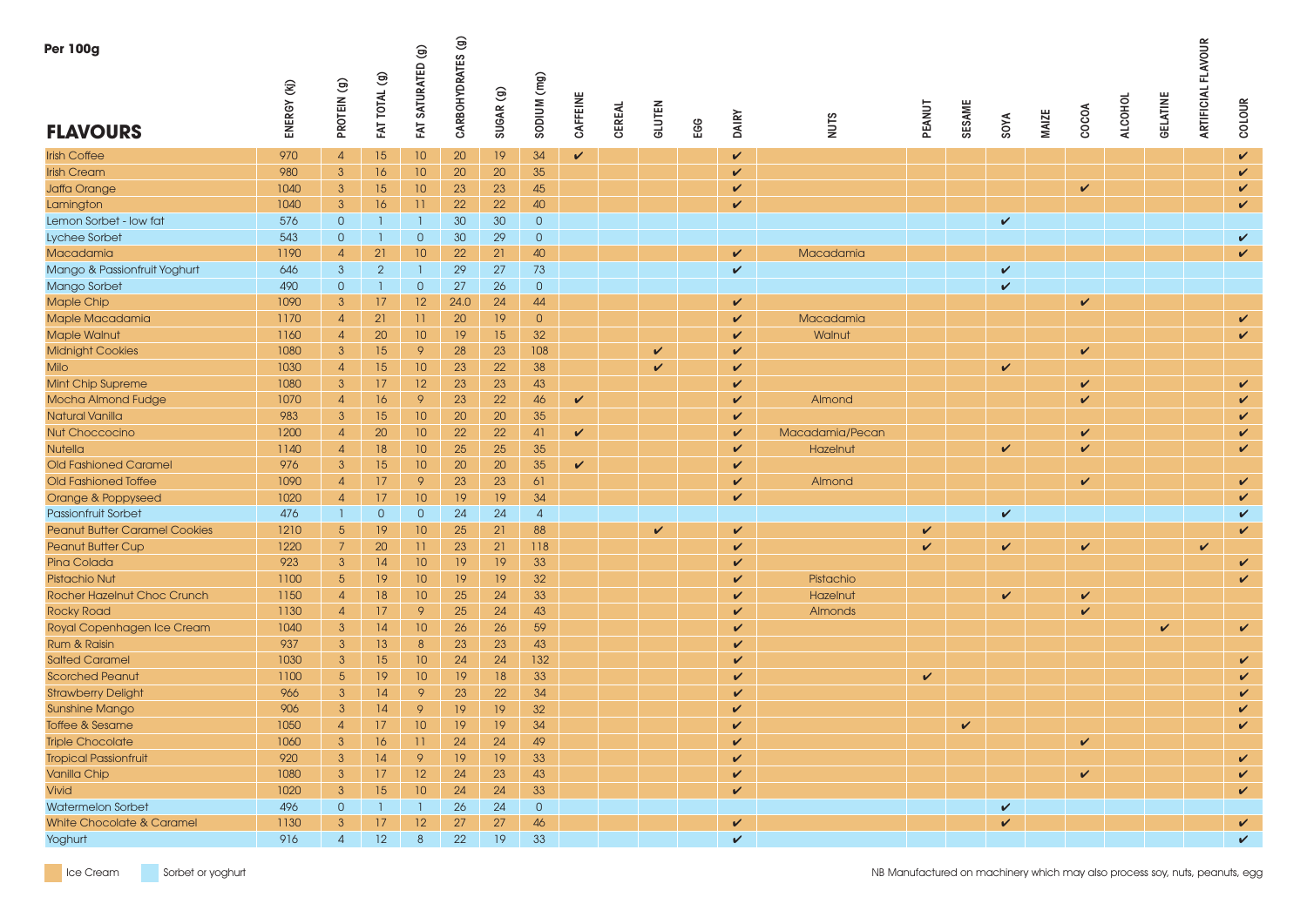**Per 100g**

| FLAVOURS | ENERGY (kj) | PROTEIN (g) | FAT TOTAL (g) | FAT SATURATED (g) | CARBOHYDRATES (g) | SUGAR (g) | SODIUM (mg) | CAFFEINE | CEREAL | GLUTEN | EGG | DAIRY | NUTS | PEANUT | SESAME | SOYA | MAIZE | COCOA | ALCOHOL | GELATINE | ARTIFICIAL FLAVOUR | COLOUR |
|---|---|---|---|---|---|---|---|---|---|---|---|---|---|---|---|---|---|---|---|---|---|---|
| Irish Coffee | 970 | 4 | 15 | 10 | 20 | 19 | 34 | ✔ | | | | ✔ | | | | | | | | | | ✔ |
| Irish Cream | 980 | 3 | 16 | 10 | 20 | 20 | 35 | | | | | ✔ | | | | | | | | | | ✔ |
| Jaffa Orange | 1040 | 3 | 15 | 10 | 23 | 23 | 45 | | | | | ✔ | | | | | | ✔ | | | | ✔ |
| Lamington | 1040 | 3 | 16 | 11 | 22 | 22 | 40 | | | | | ✔ | | | | | | | | | | ✔ |
| Lemon Sorbet - low fat | 576 | 0 | 1 | 1 | 30 | 30 | 0 | | | | | | | | | ✔ | | | | | | |
| Lychee Sorbet | 543 | 0 | 1 | 0 | 30 | 29 | 0 | | | | | | | | | | | | | | | ✔ |
| Macadamia | 1190 | 4 | 21 | 10 | 22 | 21 | 40 | | | | | ✔ | Macadamia | | | | | | | | | ✔ |
| Mango & Passionfruit Yoghurt | 646 | 3 | 2 | 1 | 29 | 27 | 73 | | | | | ✔ | | | | ✔ | | | | | | |
| Mango Sorbet | 490 | 0 | 1 | 0 | 27 | 26 | 0 | | | | | | | | | ✔ | | | | | | |
| Maple Chip | 1090 | 3 | 17 | 12 | 24.0 | 24 | 44 | | | | | ✔ | | | | | | ✔ | | | | |
| Maple Macadamia | 1170 | 4 | 21 | 11 | 20 | 19 | 0 | | | | | ✔ | Macadamia | | | | | | | | | ✔ |
| Maple Walnut | 1160 | 4 | 20 | 10 | 19 | 15 | 32 | | | | | ✔ | Walnut | | | | | | | | | ✔ |
| Midnight Cookies | 1080 | 3 | 15 | 9 | 28 | 23 | 108 | | | ✔ | | ✔ | | | | | | ✔ | | | | |
| Milo | 1030 | 4 | 15 | 10 | 23 | 22 | 38 | | | ✔ | | ✔ | | | | ✔ | | | | | | |
| Mint Chip Supreme | 1080 | 3 | 17 | 12 | 23 | 23 | 43 | | | | | ✔ | | | | | | ✔ | | | | ✔ |
| Mocha Almond Fudge | 1070 | 4 | 16 | 9 | 23 | 22 | 46 | ✔ | | | | ✔ | Almond | | | | | ✔ | | | | ✔ |
| Natural Vanilla | 983 | 3 | 15 | 10 | 20 | 20 | 35 | | | | | ✔ | | | | | | | | | | ✔ |
| Nut Choccocino | 1200 | 4 | 20 | 10 | 22 | 22 | 41 | ✔ | | | | ✔ | Macadamia/Pecan | | | | | ✔ | | | | ✔ |
| Nutella | 1140 | 4 | 18 | 10 | 25 | 25 | 35 | | | | | ✔ | Hazelnut | | | ✔ | | ✔ | | | | ✔ |
| Old Fashioned Caramel | 976 | 3 | 15 | 10 | 20 | 20 | 35 | ✔ | | | | ✔ | | | | | | | | | | |
| Old Fashioned Toffee | 1090 | 4 | 17 | 9 | 23 | 23 | 61 | | | | | ✔ | Almond | | | | | ✔ | | | | ✔ |
| Orange & Poppyseed | 1020 | 4 | 17 | 10 | 19 | 19 | 34 | | | | | ✔ | | | | | | | | | | ✔ |
| Passionfruit Sorbet | 476 | 1 | 0 | 0 | 24 | 24 | 4 | | | | | | | | | ✔ | | | | | | ✔ |
| Peanut Butter Caramel Cookies | 1210 | 5 | 19 | 10 | 25 | 21 | 88 | | | ✔ | | ✔ | | ✔ | | | | | | | | ✔ |
| Peanut Butter Cup | 1220 | 7 | 20 | 11 | 23 | 21 | 118 | | | | | ✔ | | ✔ | | ✔ | | ✔ | | | ✔ | |
| Pina Colada | 923 | 3 | 14 | 10 | 19 | 19 | 33 | | | | | ✔ | | | | | | | | | | ✔ |
| Pistachio Nut | 1100 | 5 | 19 | 10 | 19 | 19 | 32 | | | | | ✔ | Pistachio | | | | | | | | | ✔ |
| Rocher Hazelnut Choc Crunch | 1150 | 4 | 18 | 10 | 25 | 24 | 33 | | | | | ✔ | Hazelnut | | | ✔ | | ✔ | | | | |
| Rocky Road | 1130 | 4 | 17 | 9 | 25 | 24 | 43 | | | | | ✔ | Almonds | | | | | ✔ | | | | |
| Royal Copenhagen Ice Cream | 1040 | 3 | 14 | 10 | 26 | 26 | 59 | | | | | ✔ | | | | | | | | ✔ | | ✔ |
| Rum & Raisin | 937 | 3 | 13 | 8 | 23 | 23 | 43 | | | | | ✔ | | | | | | | | | | |
| Salted Caramel | 1030 | 3 | 15 | 10 | 24 | 24 | 132 | | | | | ✔ | | | | | | | | | | ✔ |
| Scorched Peanut | 1100 | 5 | 19 | 10 | 19 | 18 | 33 | | | | | ✔ | | ✔ | | | | | | | | ✔ |
| Strawberry Delight | 966 | 3 | 14 | 9 | 23 | 22 | 34 | | | | | ✔ | | | | | | | | | | ✔ |
| Sunshine Mango | 906 | 3 | 14 | 9 | 19 | 19 | 32 | | | | | ✔ | | | | | | | | | | ✔ |
| Toffee & Sesame | 1050 | 4 | 17 | 10 | 19 | 19 | 34 | | | | | ✔ | | | ✔ | | | | | | | ✔ |
| Triple Chocolate | 1060 | 3 | 16 | 11 | 24 | 24 | 49 | | | | | ✔ | | | | | | ✔ | | | | |
| Tropical Passionfruit | 920 | 3 | 14 | 9 | 19 | 19 | 33 | | | | | ✔ | | | | | | | | | | ✔ |
| Vanilla Chip | 1080 | 3 | 17 | 12 | 24 | 23 | 43 | | | | | ✔ | | | | | | ✔ | | | | ✔ |
| Vivid | 1020 | 3 | 15 | 10 | 24 | 24 | 33 | | | | | ✔ | | | | | | | | | | ✔ |
| Watermelon Sorbet | 496 | 0 | 1 | 1 | 26 | 24 | 0 | | | | | | | | | ✔ | | | | | | |
| White Chocolate & Caramel | 1130 | 3 | 17 | 12 | 27 | 27 | 46 | | | | | ✔ | | | | ✔ | | | | | | ✔ |
| Yoghurt | 916 | 4 | 12 | 8 | 22 | 19 | 33 | | | | | ✔ | | | | | | | | | | ✔ |

Ice Cream | Sorbet or yoghurt

NB Manufactured on machinery which may also process soy, nuts, peanuts, egg